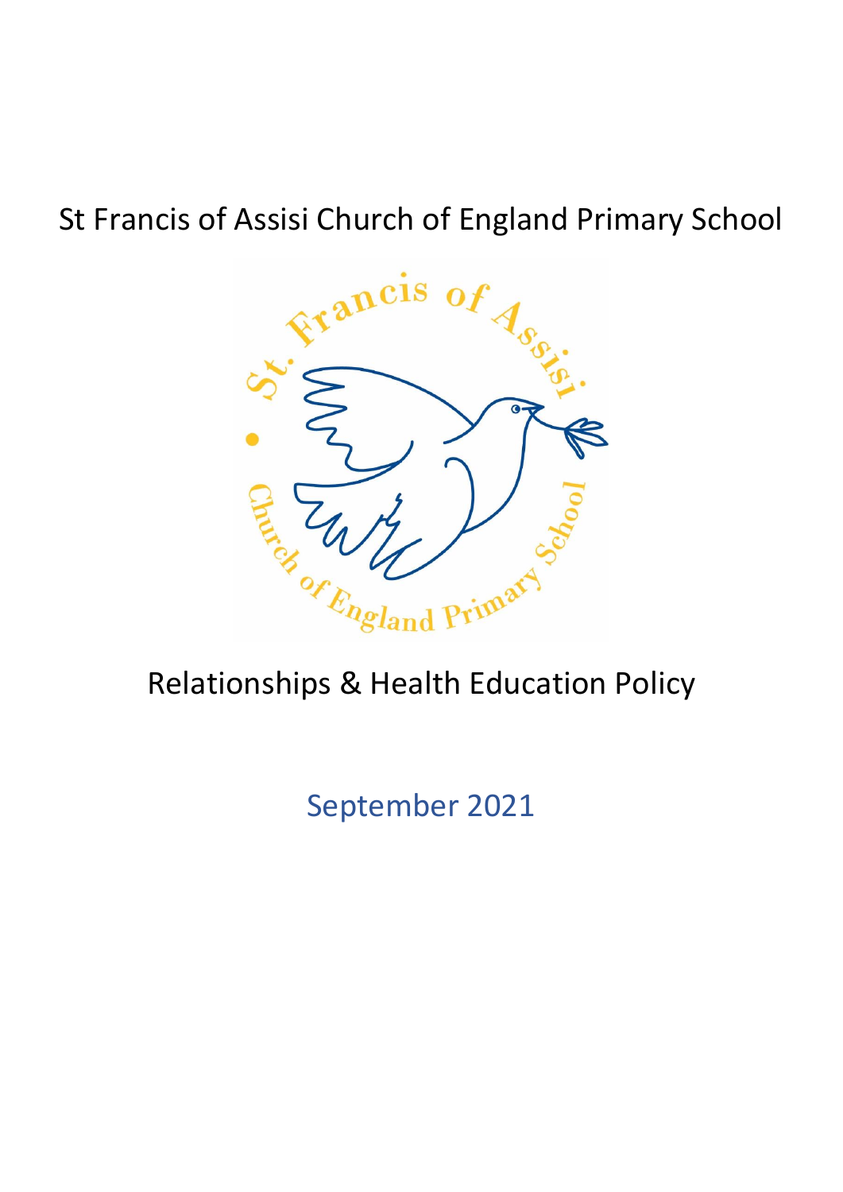# St Francis of Assisi Church of England Primary School

# Relationships & Health Education Policy

September 2021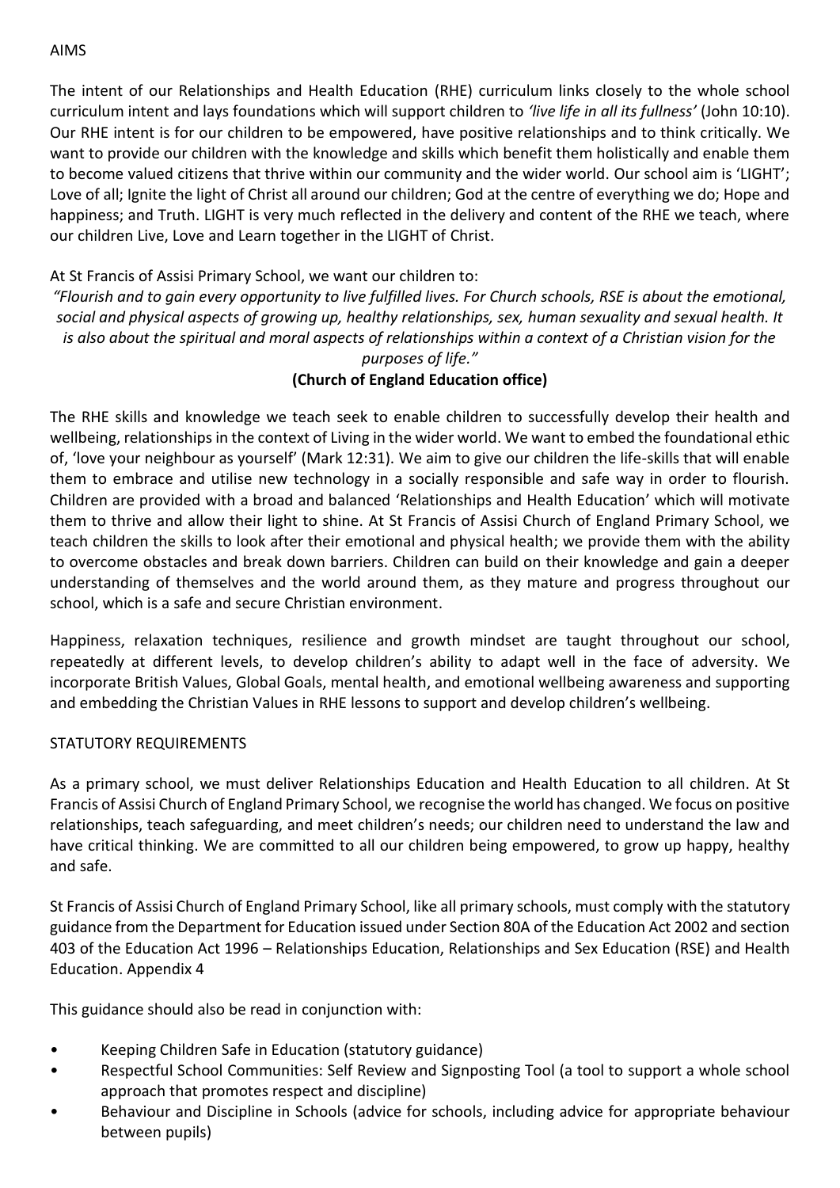## AIMS

The intent of our Relationships and Health Education (RHE) curriculum links closely to the whole school curriculum intent and lays foundations which will support children to *'live life in all its fullness'* (John 10:10). Our RHE intent is for our children to be empowered, have positive relationships and to think critically. We want to provide our children with the knowledge and skills which benefit them holistically and enable them to become valued citizens that thrive within our community and the wider world. Our school aim is 'LIGHT'; Love of all; Ignite the light of Christ all around our children; God at the centre of everything we do; Hope and happiness; and Truth. LIGHT is very much reflected in the delivery and content of the RHE we teach, where our children Live, Love and Learn together in the LIGHT of Christ.

At St Francis of Assisi Primary School, we want our children to:

*"Flourish and to gain every opportunity to live fulfilled lives. For Church schools, RSE is about the emotional, social and physical aspects of growing up, healthy relationships, sex, human sexuality and sexual health. It is also about the spiritual and moral aspects of relationships within a context of a Christian vision for the purposes of life."*

**(Church of England Education office)**

The RHE skills and knowledge we teach seek to enable children to successfully develop their health and wellbeing, relationships in the context of Living in the wider world. We want to embed the foundational ethic of, 'love your neighbour as yourself' (Mark 12:31). We aim to give our children the life-skills that will enable them to embrace and utilise new technology in a socially responsible and safe way in order to flourish. Children are provided with a broad and balanced 'Relationships and Health Education' which will motivate them to thrive and allow their light to shine. At St Francis of Assisi Church of England Primary School, we teach children the skills to look after their emotional and physical health; we provide them with the ability to overcome obstacles and break down barriers. Children can build on their knowledge and gain a deeper understanding of themselves and the world around them, as they mature and progress throughout our school, which is a safe and secure Christian environment.

Happiness, relaxation techniques, resilience and growth mindset are taught throughout our school, repeatedly at different levels, to develop children's ability to adapt well in the face of adversity. We incorporate British Values, Global Goals, mental health, and emotional wellbeing awareness and supporting and embedding the Christian Values in RHE lessons to support and develop children's wellbeing.

## STATUTORY REQUIREMENTS

As a primary school, we must deliver Relationships Education and Health Education to all children. At St Francis of Assisi Church of England Primary School, we recognise the world has changed. We focus on positive relationships, teach safeguarding, and meet children's needs; our children need to understand the law and have critical thinking. We are committed to all our children being empowered, to grow up happy, healthy and safe.

St Francis of Assisi Church of England Primary School, like all primary schools, must comply with the statutory guidance from the Department for Education issued under Section 80A of the Education Act 2002 and section 403 of the Education Act 1996 – Relationships Education, Relationships and Sex Education (RSE) and Health Education. Appendix 4

This guidance should also be read in conjunction with:

- Keeping Children Safe in Education (statutory guidance)
- Respectful School Communities: Self Review and Signposting Tool (a tool to support a whole school approach that promotes respect and discipline)
- Behaviour and Discipline in Schools (advice for schools, including advice for appropriate behaviour between pupils)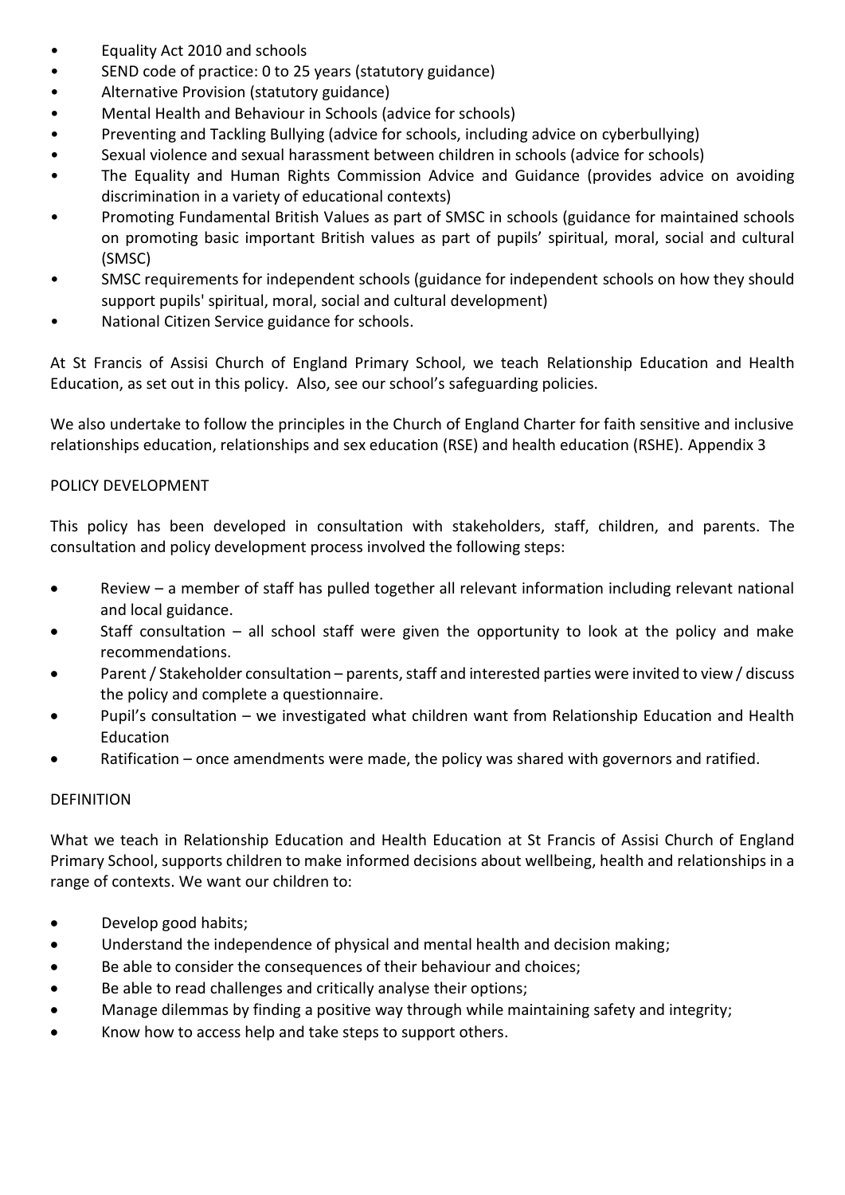- Equality Act 2010 and schools
- SEND code of practice: 0 to 25 years (statutory guidance)
- Alternative Provision (statutory guidance)
- Mental Health and Behaviour in Schools (advice for schools)
- Preventing and Tackling Bullying (advice for schools, including advice on cyberbullying)
- Sexual violence and sexual harassment between children in schools (advice for schools)
- The Equality and Human Rights Commission Advice and Guidance (provides advice on avoiding discrimination in a variety of educational contexts)
- Promoting Fundamental British Values as part of SMSC in schools (guidance for maintained schools on promoting basic important British values as part of pupils' spiritual, moral, social and cultural (SMSC)
- SMSC requirements for independent schools (guidance for independent schools on how they should support pupils' spiritual, moral, social and cultural development)
- National Citizen Service guidance for schools.

At St Francis of Assisi Church of England Primary School, we teach Relationship Education and Health Education, as set out in this policy. Also, see our school's safeguarding policies.

We also undertake to follow the principles in the Church of England Charter for faith sensitive and inclusive relationships education, relationships and sex education (RSE) and health education (RSHE). Appendix 3

## POLICY DEVELOPMENT

This policy has been developed in consultation with stakeholders, staff, children, and parents. The consultation and policy development process involved the following steps:

- Review – a member of staff has pulled together all relevant information including relevant national and local guidance.
- Staff consultation – all school staff were given the opportunity to look at the policy and make recommendations.
- Parent / Stakeholder consultation – parents, staff and interested parties were invited to view / discuss the policy and complete a questionnaire.
- Pupil's consultation – we investigated what children want from Relationship Education and Health Education
- Ratification – once amendments were made, the policy was shared with governors and ratified.

## DEFINITION

What we teach in Relationship Education and Health Education at St Francis of Assisi Church of England Primary School, supports children to make informed decisions about wellbeing, health and relationships in a range of contexts. We want our children to:

- Develop good habits;
- Understand the independence of physical and mental health and decision making;
- Be able to consider the consequences of their behaviour and choices;
- Be able to read challenges and critically analyse their options;
- Manage dilemmas by finding a positive way through while maintaining safety and integrity;
- Know how to access help and take steps to support others.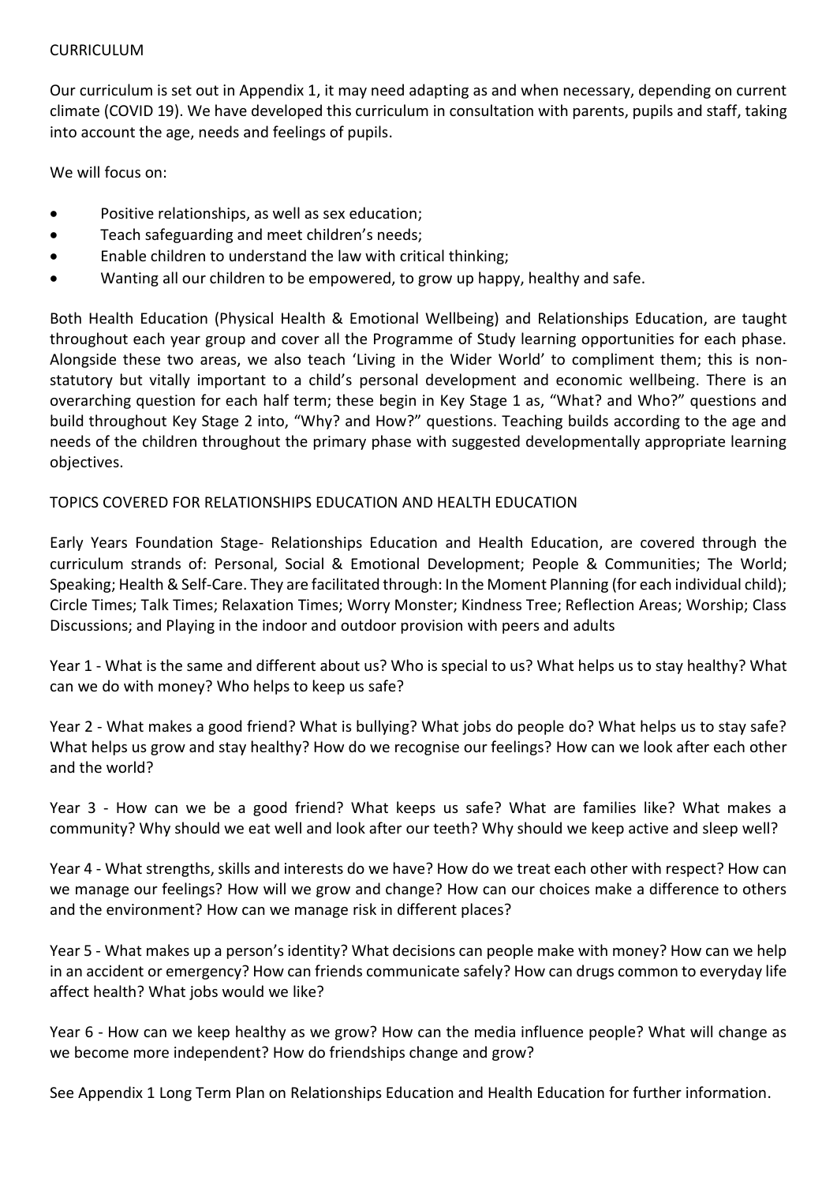## CURRICULUM

Our curriculum is set out in Appendix 1, it may need adapting as and when necessary, depending on current climate (COVID 19). We have developed this curriculum in consultation with parents, pupils and staff, taking into account the age, needs and feelings of pupils.

We will focus on:

- Positive relationships, as well as sex education;
- Teach safeguarding and meet children's needs;
- Enable children to understand the law with critical thinking;
- Wanting all our children to be empowered, to grow up happy, healthy and safe.

Both Health Education (Physical Health & Emotional Wellbeing) and Relationships Education, are taught throughout each year group and cover all the Programme of Study learning opportunities for each phase. Alongside these two areas, we also teach 'Living in the Wider World' to compliment them; this is non-statutory but vitally important to a child's personal development and economic wellbeing. There is an overarching question for each half term; these begin in Key Stage 1 as, "What? and Who?" questions and build throughout Key Stage 2 into, "Why? and How?" questions. Teaching builds according to the age and needs of the children throughout the primary phase with suggested developmentally appropriate learning objectives.

## TOPICS COVERED FOR RELATIONSHIPS EDUCATION AND HEALTH EDUCATION

Early Years Foundation Stage- Relationships Education and Health Education, are covered through the curriculum strands of: Personal, Social & Emotional Development; People & Communities; The World; Speaking; Health & Self-Care. They are facilitated through: In the Moment Planning (for each individual child); Circle Times; Talk Times; Relaxation Times; Worry Monster; Kindness Tree; Reflection Areas; Worship; Class Discussions; and Playing in the indoor and outdoor provision with peers and adults

Year 1 - What is the same and different about us? Who is special to us? What helps us to stay healthy? What can we do with money? Who helps to keep us safe?

Year 2 - What makes a good friend? What is bullying? What jobs do people do? What helps us to stay safe? What helps us grow and stay healthy? How do we recognise our feelings? How can we look after each other and the world?

Year 3 - How can we be a good friend? What keeps us safe? What are families like? What makes a community? Why should we eat well and look after our teeth? Why should we keep active and sleep well?

Year 4 - What strengths, skills and interests do we have? How do we treat each other with respect? How can we manage our feelings? How will we grow and change? How can our choices make a difference to others and the environment? How can we manage risk in different places?

Year 5 - What makes up a person's identity? What decisions can people make with money? How can we help in an accident or emergency? How can friends communicate safely? How can drugs common to everyday life affect health? What jobs would we like?

Year 6 - How can we keep healthy as we grow? How can the media influence people? What will change as we become more independent? How do friendships change and grow?

See Appendix 1 Long Term Plan on Relationships Education and Health Education for further information.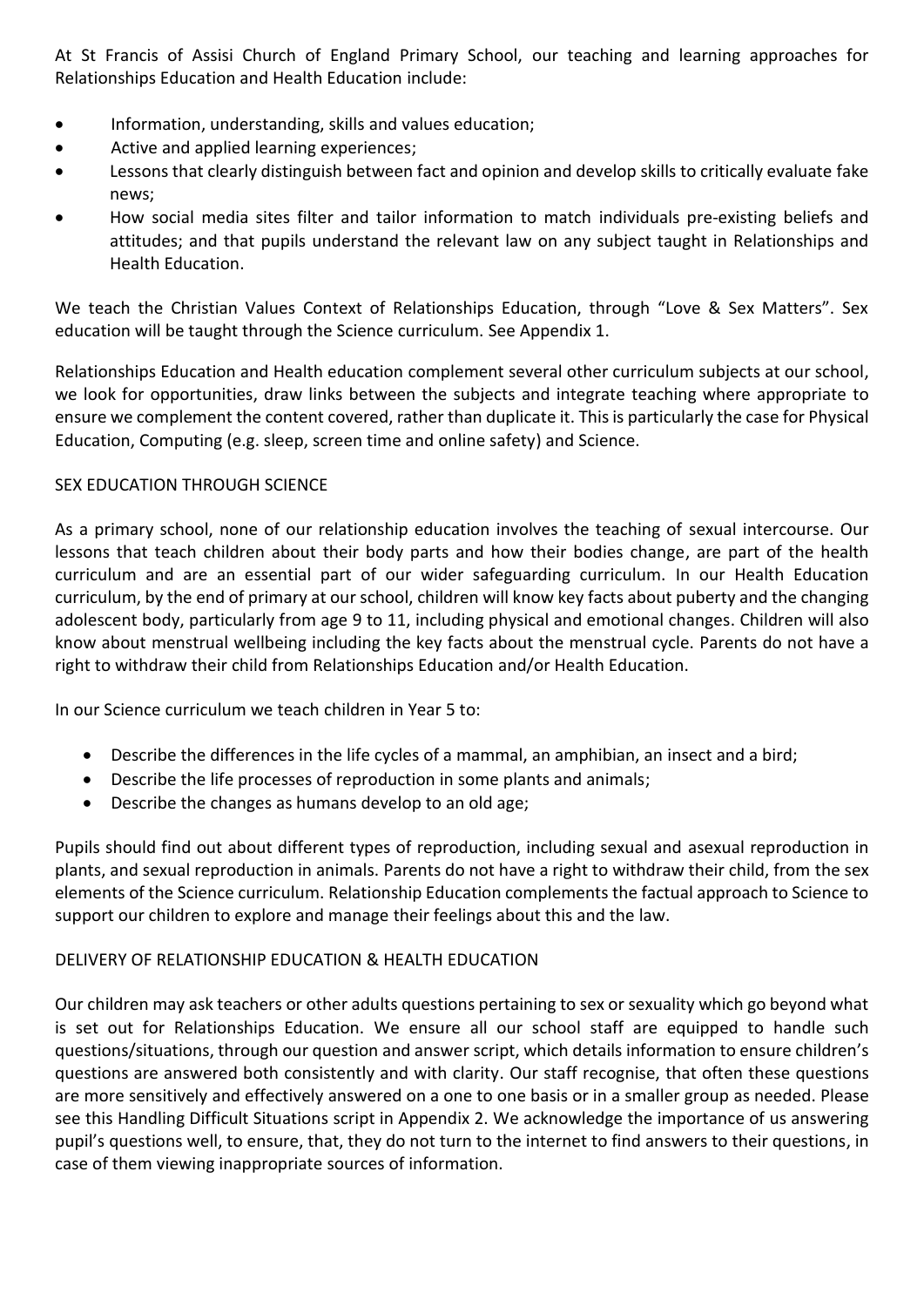At St Francis of Assisi Church of England Primary School, our teaching and learning approaches for Relationships Education and Health Education include:

- Information, understanding, skills and values education;
- Active and applied learning experiences;
- Lessons that clearly distinguish between fact and opinion and develop skills to critically evaluate fake news;
- How social media sites filter and tailor information to match individuals pre-existing beliefs and attitudes; and that pupils understand the relevant law on any subject taught in Relationships and Health Education.

We teach the Christian Values Context of Relationships Education, through "Love & Sex Matters". Sex education will be taught through the Science curriculum. See Appendix 1.

Relationships Education and Health education complement several other curriculum subjects at our school, we look for opportunities, draw links between the subjects and integrate teaching where appropriate to ensure we complement the content covered, rather than duplicate it. This is particularly the case for Physical Education, Computing (e.g. sleep, screen time and online safety) and Science.

## SEX EDUCATION THROUGH SCIENCE

As a primary school, none of our relationship education involves the teaching of sexual intercourse. Our lessons that teach children about their body parts and how their bodies change, are part of the health curriculum and are an essential part of our wider safeguarding curriculum. In our Health Education curriculum, by the end of primary at our school, children will know key facts about puberty and the changing adolescent body, particularly from age 9 to 11, including physical and emotional changes. Children will also know about menstrual wellbeing including the key facts about the menstrual cycle. Parents do not have a right to withdraw their child from Relationships Education and/or Health Education.

In our Science curriculum we teach children in Year 5 to:

- Describe the differences in the life cycles of a mammal, an amphibian, an insect and a bird;
- Describe the life processes of reproduction in some plants and animals;
- Describe the changes as humans develop to an old age;

Pupils should find out about different types of reproduction, including sexual and asexual reproduction in plants, and sexual reproduction in animals. Parents do not have a right to withdraw their child, from the sex elements of the Science curriculum. Relationship Education complements the factual approach to Science to support our children to explore and manage their feelings about this and the law.

## DELIVERY OF RELATIONSHIP EDUCATION & HEALTH EDUCATION

Our children may ask teachers or other adults questions pertaining to sex or sexuality which go beyond what is set out for Relationships Education. We ensure all our school staff are equipped to handle such questions/situations, through our question and answer script, which details information to ensure children's questions are answered both consistently and with clarity. Our staff recognise, that often these questions are more sensitively and effectively answered on a one to one basis or in a smaller group as needed. Please see this Handling Difficult Situations script in Appendix 2. We acknowledge the importance of us answering pupil's questions well, to ensure, that, they do not turn to the internet to find answers to their questions, in case of them viewing inappropriate sources of information.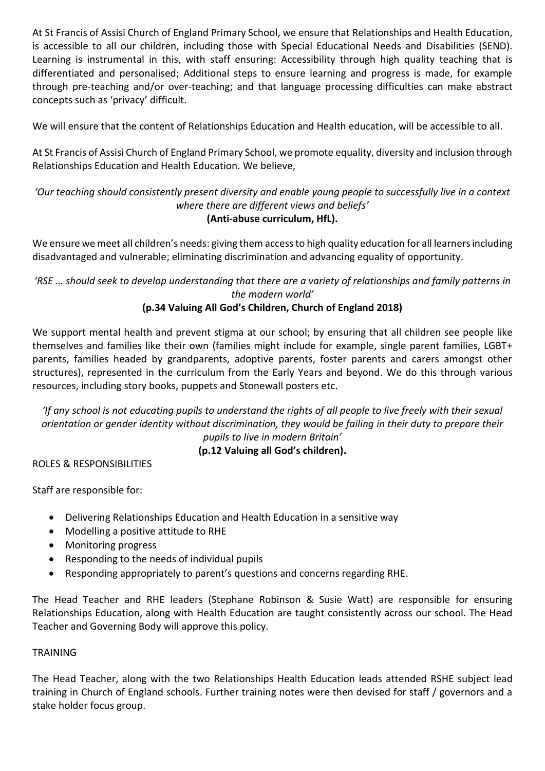At St Francis of Assisi Church of England Primary School, we ensure that Relationships and Health Education, is accessible to all our children, including those with Special Educational Needs and Disabilities (SEND). Learning is instrumental in this, with staff ensuring: Accessibility through high quality teaching that is differentiated and personalised; Additional steps to ensure learning and progress is made, for example through pre-teaching and/or over-teaching; and that language processing difficulties can make abstract concepts such as 'privacy' difficult.

We will ensure that the content of Relationships Education and Health education, will be accessible to all.

At St Francis of Assisi Church of England Primary School, we promote equality, diversity and inclusion through Relationships Education and Health Education. We believe,

*'Our teaching should consistently present diversity and enable young people to successfully live in a context where there are different views and beliefs'*
**(Anti-abuse curriculum, HfL).**

We ensure we meet all children's needs: giving them access to high quality education for all learners including disadvantaged and vulnerable; eliminating discrimination and advancing equality of opportunity.

*'RSE … should seek to develop understanding that there are a variety of relationships and family patterns in the modern world'*
**(p.34 Valuing All God's Children, Church of England 2018)**

We support mental health and prevent stigma at our school; by ensuring that all children see people like themselves and families like their own (families might include for example, single parent families, LGBT+ parents, families headed by grandparents, adoptive parents, foster parents and carers amongst other structures), represented in the curriculum from the Early Years and beyond. We do this through various resources, including story books, puppets and Stonewall posters etc.

*'If any school is not educating pupils to understand the rights of all people to live freely with their sexual orientation or gender identity without discrimination, they would be failing in their duty to prepare their pupils to live in modern Britain'*
**(p.12 Valuing all God's children).**

ROLES & RESPONSIBILITIES

Staff are responsible for:

- Delivering Relationships Education and Health Education in a sensitive way
- Modelling a positive attitude to RHE
- Monitoring progress
- Responding to the needs of individual pupils
- Responding appropriately to parent's questions and concerns regarding RHE.

The Head Teacher and RHE leaders (Stephane Robinson & Susie Watt) are responsible for ensuring Relationships Education, along with Health Education are taught consistently across our school. The Head Teacher and Governing Body will approve this policy.

TRAINING

The Head Teacher, along with the two Relationships Health Education leads attended RSHE subject lead training in Church of England schools. Further training notes were then devised for staff / governors and a stake holder focus group.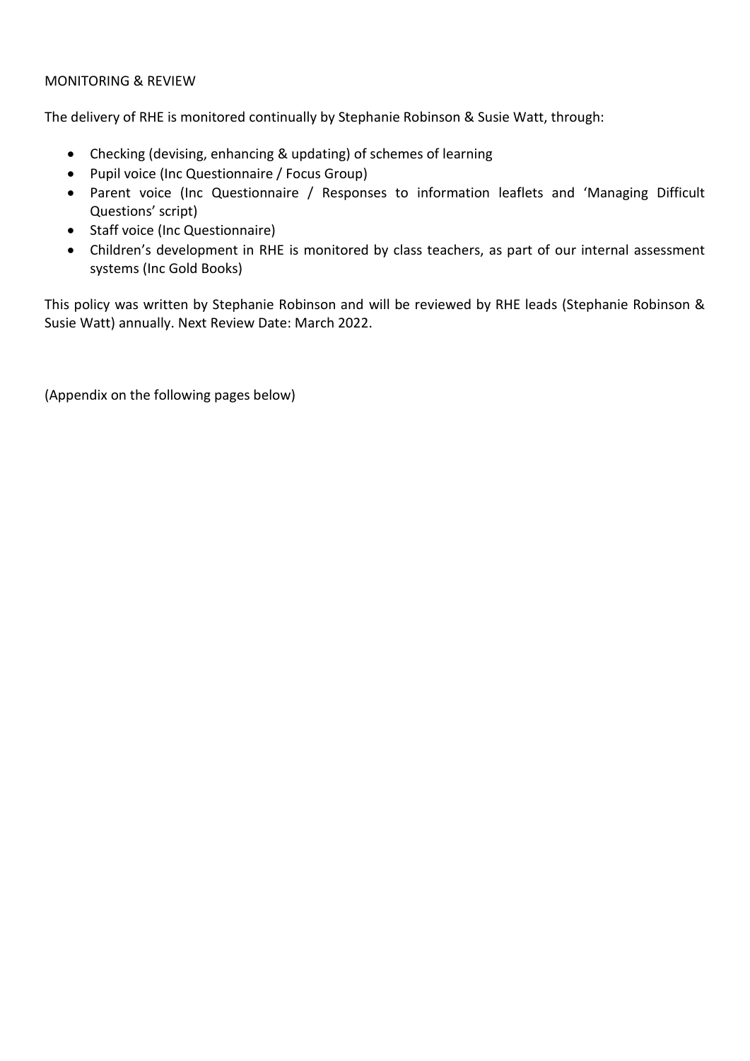## MONITORING & REVIEW

The delivery of RHE is monitored continually by Stephanie Robinson & Susie Watt, through:

- Checking (devising, enhancing & updating) of schemes of learning
- Pupil voice (Inc Questionnaire / Focus Group)
- Parent voice (Inc Questionnaire / Responses to information leaflets and 'Managing Difficult Questions' script)
- Staff voice (Inc Questionnaire)
- Children's development in RHE is monitored by class teachers, as part of our internal assessment systems (Inc Gold Books)

This policy was written by Stephanie Robinson and will be reviewed by RHE leads (Stephanie Robinson & Susie Watt) annually. Next Review Date: March 2022.

(Appendix on the following pages below)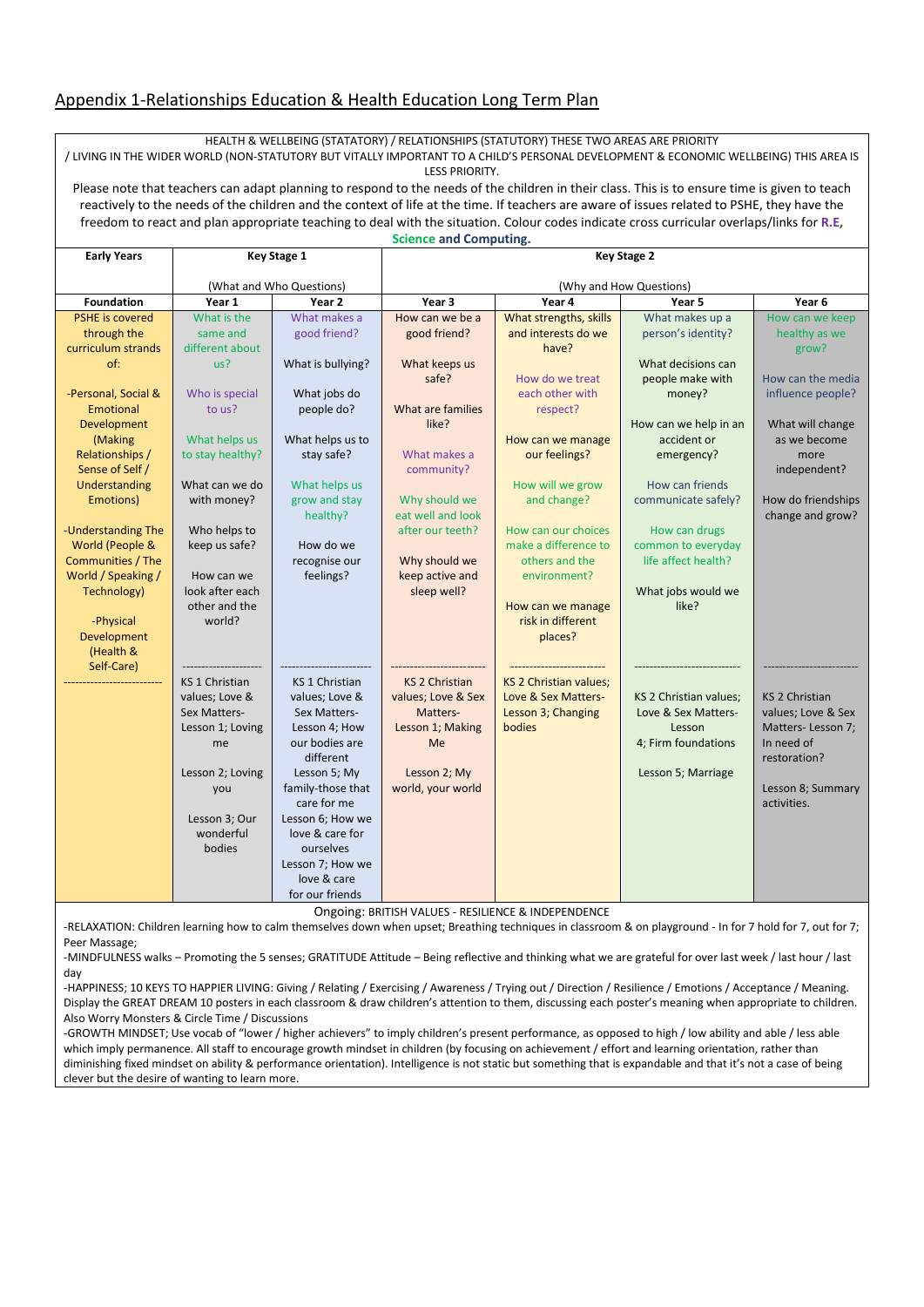# Appendix 1-Relationships Education & Health Education Long Term Plan

HEALTH & WELLBEING (STATATORY) / RELATIONSHIPS (STATUTORY) THESE TWO AREAS ARE PRIORITY / LIVING IN THE WIDER WORLD (NON-STATUTORY BUT VITALLY IMPORTANT TO A CHILD'S PERSONAL DEVELOPMENT & ECONOMIC WELLBEING) THIS AREA IS LESS PRIORITY.

Please note that teachers can adapt planning to respond to the needs of the children in their class. This is to ensure time is given to teach reactively to the needs of the children and the context of life at the time. If teachers are aware of issues related to PSHE, they have the freedom to react and plan appropriate teaching to deal with the situation. Colour codes indicate cross curricular overlaps/links for **R.E**, **Science** and **Computing.**

| **Early Years** | **Key Stage 1** (What and Who Questions) | | **Key Stage 2** (Why and How Questions) | | | |
|---|---|---|---|---|---|---|
| **Foundation** | **Year 1** | **Year 2** | **Year 3** | **Year 4** | **Year 5** | **Year 6** |
| PSHE is covered through the curriculum strands of:<br><br>-Personal, Social & Emotional Development (Making Relationships / Sense of Self / Understanding Emotions)<br><br>-Understanding The World (People & Communities / The World / Speaking / Technology)<br><br>-Physical Development (Health & Self-Care) | What is the same and different about us?<br><br>Who is special to us?<br><br>What helps us to stay healthy?<br><br>What can we do with money?<br><br>Who helps to keep us safe?<br><br>How can we look after each other and the world? | What makes a good friend?<br><br>What is bullying?<br><br>What jobs do people do?<br><br>What helps us to stay safe?<br><br>What helps us grow and stay healthy?<br><br>How do we recognise our feelings? | How can we be a good friend?<br><br>What keeps us safe?<br><br>What are families like?<br><br>What makes a community?<br><br>Why should we eat well and look after our teeth?<br><br>Why should we keep active and sleep well? | What strengths, skills and interests do we have?<br><br>How do we treat each other with respect?<br><br>How can we manage our feelings?<br><br>How will we grow and change?<br><br>How can our choices make a difference to others and the environment?<br><br>How can we manage risk in different places? | What makes up a person's identity?<br><br>What decisions can people make with money?<br><br>How can we help in an accident or emergency?<br><br>How can friends communicate safely?<br><br>How can drugs common to everyday life affect health?<br><br>What jobs would we like? | How can we keep healthy as we grow?<br><br>How can the media influence people?<br><br>What will change as we become more independent?<br><br>How do friendships change and grow? |
| | KS 1 Christian values; Love & Sex Matters- Lesson 1; Loving me<br><br>Lesson 2; Loving you<br><br>Lesson 3; Our wonderful bodies | KS 1 Christian values; Love & Sex Matters- Lesson 4; How our bodies are different<br><br>Lesson 5; My family-those that care for me<br><br>Lesson 6; How we love & care for ourselves<br><br>Lesson 7; How we love & care for our friends | KS 2 Christian values; Love & Sex Matters- Lesson 1; Making Me<br><br>Lesson 2; My world, your world | KS 2 Christian values; Love & Sex Matters- Lesson 3; Changing bodies | KS 2 Christian values; Love & Sex Matters- Lesson 4; Firm foundations<br><br>Lesson 5; Marriage | KS 2 Christian values; Love & Sex Matters- Lesson 7; In need of restoration?<br><br>Lesson 8; Summary activities. |

Ongoing: BRITISH VALUES - RESILIENCE & INDEPENDENCE

-RELAXATION: Children learning how to calm themselves down when upset; Breathing techniques in classroom & on playground - In for 7 hold for 7, out for 7; Peer Massage;

-MINDFULNESS walks – Promoting the 5 senses; GRATITUDE Attitude – Being reflective and thinking what we are grateful for over last week / last hour / last day

-HAPPINESS; 10 KEYS TO HAPPIER LIVING: Giving / Relating / Exercising / Awareness / Trying out / Direction / Resilience / Emotions / Acceptance / Meaning. Display the GREAT DREAM 10 posters in each classroom & draw children's attention to them, discussing each poster's meaning when appropriate to children. Also Worry Monsters & Circle Time / Discussions

-GROWTH MINDSET; Use vocab of "lower / higher achievers" to imply children's present performance, as opposed to high / low ability and able / less able which imply permanence. All staff to encourage growth mindset in children (by focusing on achievement / effort and learning orientation, rather than diminishing fixed mindset on ability & performance orientation). Intelligence is not static but something that is expandable and that it's not a case of being clever but the desire of wanting to learn more.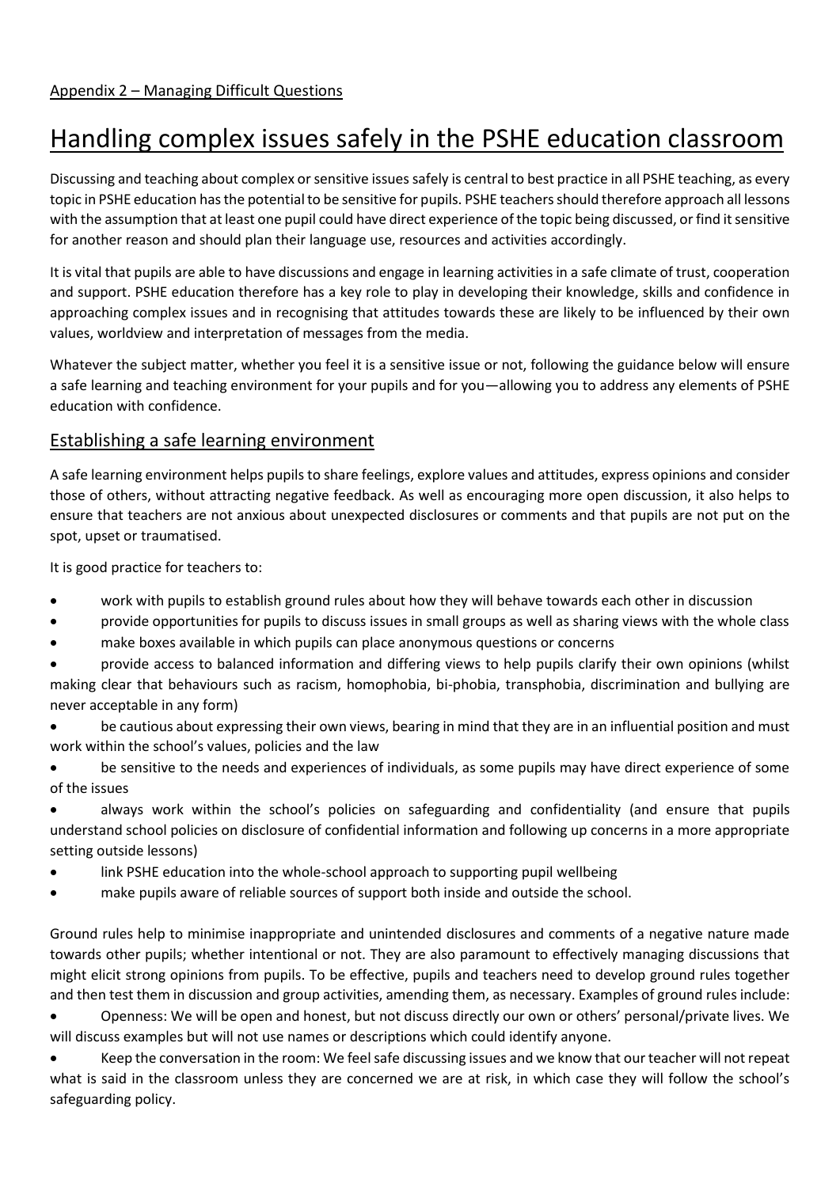Appendix 2 – Managing Difficult Questions

# Handling complex issues safely in the PSHE education classroom

Discussing and teaching about complex or sensitive issues safely is central to best practice in all PSHE teaching, as every topic in PSHE education has the potential to be sensitive for pupils. PSHE teachers should therefore approach all lessons with the assumption that at least one pupil could have direct experience of the topic being discussed, or find it sensitive for another reason and should plan their language use, resources and activities accordingly.

It is vital that pupils are able to have discussions and engage in learning activities in a safe climate of trust, cooperation and support. PSHE education therefore has a key role to play in developing their knowledge, skills and confidence in approaching complex issues and in recognising that attitudes towards these are likely to be influenced by their own values, worldview and interpretation of messages from the media.

Whatever the subject matter, whether you feel it is a sensitive issue or not, following the guidance below will ensure a safe learning and teaching environment for your pupils and for you—allowing you to address any elements of PSHE education with confidence.

## Establishing a safe learning environment

A safe learning environment helps pupils to share feelings, explore values and attitudes, express opinions and consider those of others, without attracting negative feedback. As well as encouraging more open discussion, it also helps to ensure that teachers are not anxious about unexpected disclosures or comments and that pupils are not put on the spot, upset or traumatised.

It is good practice for teachers to:

- work with pupils to establish ground rules about how they will behave towards each other in discussion
- provide opportunities for pupils to discuss issues in small groups as well as sharing views with the whole class
- make boxes available in which pupils can place anonymous questions or concerns
- provide access to balanced information and differing views to help pupils clarify their own opinions (whilst making clear that behaviours such as racism, homophobia, bi-phobia, transphobia, discrimination and bullying are never acceptable in any form)
- be cautious about expressing their own views, bearing in mind that they are in an influential position and must work within the school's values, policies and the law
- be sensitive to the needs and experiences of individuals, as some pupils may have direct experience of some of the issues
- always work within the school's policies on safeguarding and confidentiality (and ensure that pupils understand school policies on disclosure of confidential information and following up concerns in a more appropriate setting outside lessons)
- link PSHE education into the whole-school approach to supporting pupil wellbeing
- make pupils aware of reliable sources of support both inside and outside the school.

Ground rules help to minimise inappropriate and unintended disclosures and comments of a negative nature made towards other pupils; whether intentional or not. They are also paramount to effectively managing discussions that might elicit strong opinions from pupils. To be effective, pupils and teachers need to develop ground rules together and then test them in discussion and group activities, amending them, as necessary. Examples of ground rules include:

- Openness: We will be open and honest, but not discuss directly our own or others' personal/private lives. We will discuss examples but will not use names or descriptions which could identify anyone.
- Keep the conversation in the room: We feel safe discussing issues and we know that our teacher will not repeat what is said in the classroom unless they are concerned we are at risk, in which case they will follow the school's safeguarding policy.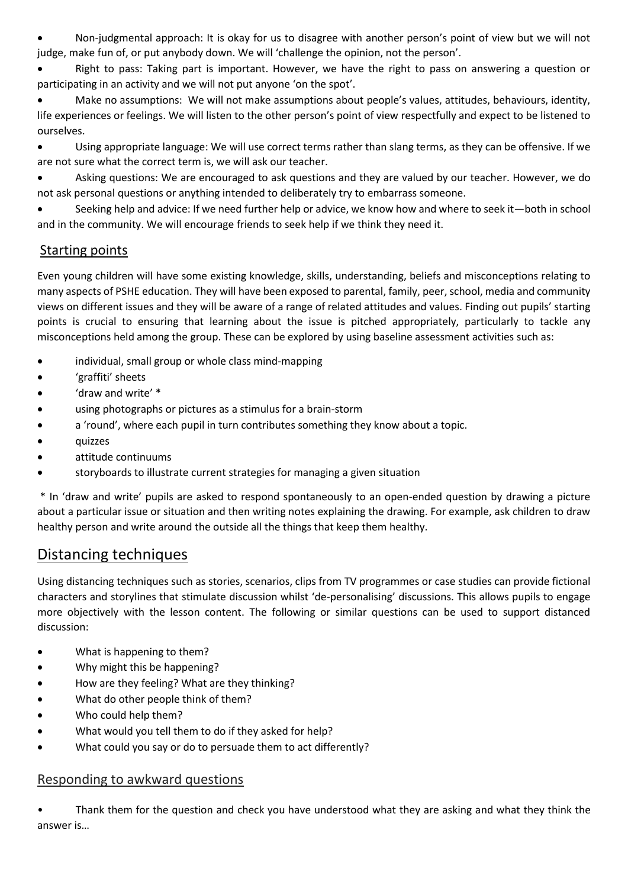- Non-judgmental approach: It is okay for us to disagree with another person's point of view but we will not judge, make fun of, or put anybody down. We will 'challenge the opinion, not the person'.
- Right to pass: Taking part is important. However, we have the right to pass on answering a question or participating in an activity and we will not put anyone 'on the spot'.
- Make no assumptions: We will not make assumptions about people's values, attitudes, behaviours, identity, life experiences or feelings. We will listen to the other person's point of view respectfully and expect to be listened to ourselves.
- Using appropriate language: We will use correct terms rather than slang terms, as they can be offensive. If we are not sure what the correct term is, we will ask our teacher.
- Asking questions: We are encouraged to ask questions and they are valued by our teacher. However, we do not ask personal questions or anything intended to deliberately try to embarrass someone.
- Seeking help and advice: If we need further help or advice, we know how and where to seek it—both in school and in the community. We will encourage friends to seek help if we think they need it.

### Starting points

Even young children will have some existing knowledge, skills, understanding, beliefs and misconceptions relating to many aspects of PSHE education. They will have been exposed to parental, family, peer, school, media and community views on different issues and they will be aware of a range of related attitudes and values. Finding out pupils' starting points is crucial to ensuring that learning about the issue is pitched appropriately, particularly to tackle any misconceptions held among the group. These can be explored by using baseline assessment activities such as:

- individual, small group or whole class mind-mapping
- 'graffiti' sheets
- 'draw and write' *
- using photographs or pictures as a stimulus for a brain-storm
- a 'round', where each pupil in turn contributes something they know about a topic.
- quizzes
- attitude continuums
- storyboards to illustrate current strategies for managing a given situation

\* In 'draw and write' pupils are asked to respond spontaneously to an open-ended question by drawing a picture about a particular issue or situation and then writing notes explaining the drawing. For example, ask children to draw healthy person and write around the outside all the things that keep them healthy.

## Distancing techniques

Using distancing techniques such as stories, scenarios, clips from TV programmes or case studies can provide fictional characters and storylines that stimulate discussion whilst 'de-personalising' discussions. This allows pupils to engage more objectively with the lesson content. The following or similar questions can be used to support distanced discussion:

- What is happening to them?
- Why might this be happening?
- How are they feeling? What are they thinking?
- What do other people think of them?
- Who could help them?
- What would you tell them to do if they asked for help?
- What could you say or do to persuade them to act differently?

### Responding to awkward questions

- Thank them for the question and check you have understood what they are asking and what they think the answer is…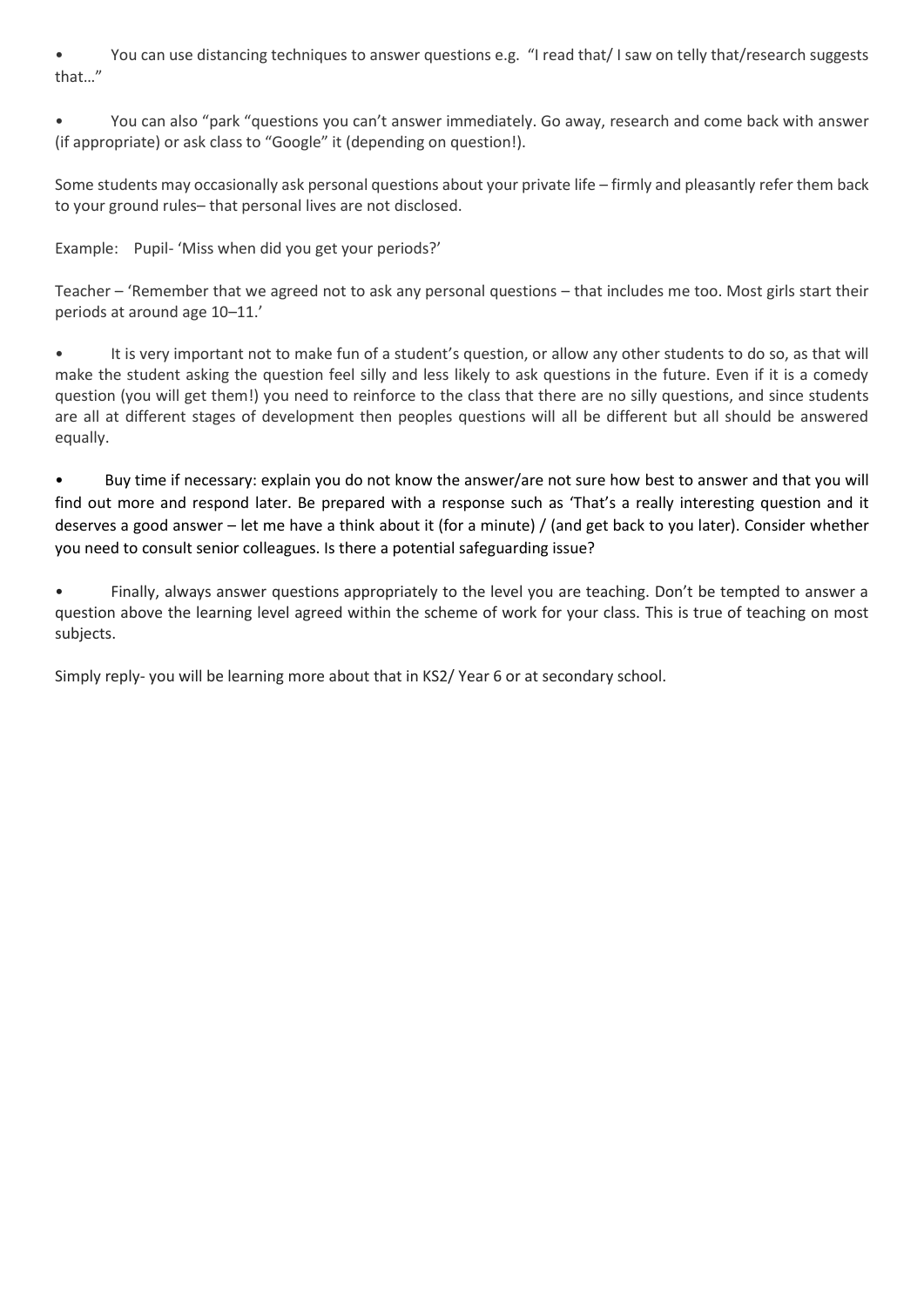- You can use distancing techniques to answer questions e.g. "I read that/ I saw on telly that/research suggests that…"

- You can also "park "questions you can't answer immediately. Go away, research and come back with answer (if appropriate) or ask class to "Google" it (depending on question!).

Some students may occasionally ask personal questions about your private life – firmly and pleasantly refer them back to your ground rules– that personal lives are not disclosed.

Example: Pupil- 'Miss when did you get your periods?'

Teacher – 'Remember that we agreed not to ask any personal questions – that includes me too. Most girls start their periods at around age 10–11.'

- It is very important not to make fun of a student's question, or allow any other students to do so, as that will make the student asking the question feel silly and less likely to ask questions in the future. Even if it is a comedy question (you will get them!) you need to reinforce to the class that there are no silly questions, and since students are all at different stages of development then peoples questions will all be different but all should be answered equally.

- Buy time if necessary: explain you do not know the answer/are not sure how best to answer and that you will find out more and respond later. Be prepared with a response such as 'That's a really interesting question and it deserves a good answer – let me have a think about it (for a minute) / (and get back to you later). Consider whether you need to consult senior colleagues. Is there a potential safeguarding issue?

- Finally, always answer questions appropriately to the level you are teaching. Don't be tempted to answer a question above the learning level agreed within the scheme of work for your class. This is true of teaching on most subjects.

Simply reply- you will be learning more about that in KS2/ Year 6 or at secondary school.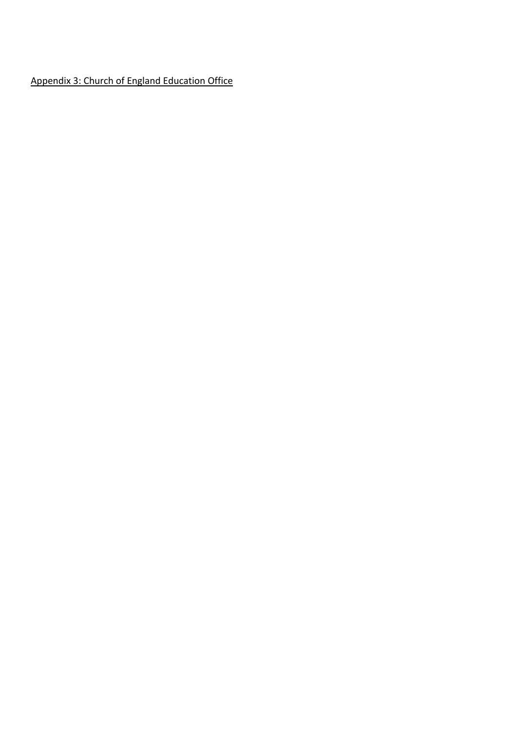<u>Appendix 3: Church of England Education Office</u>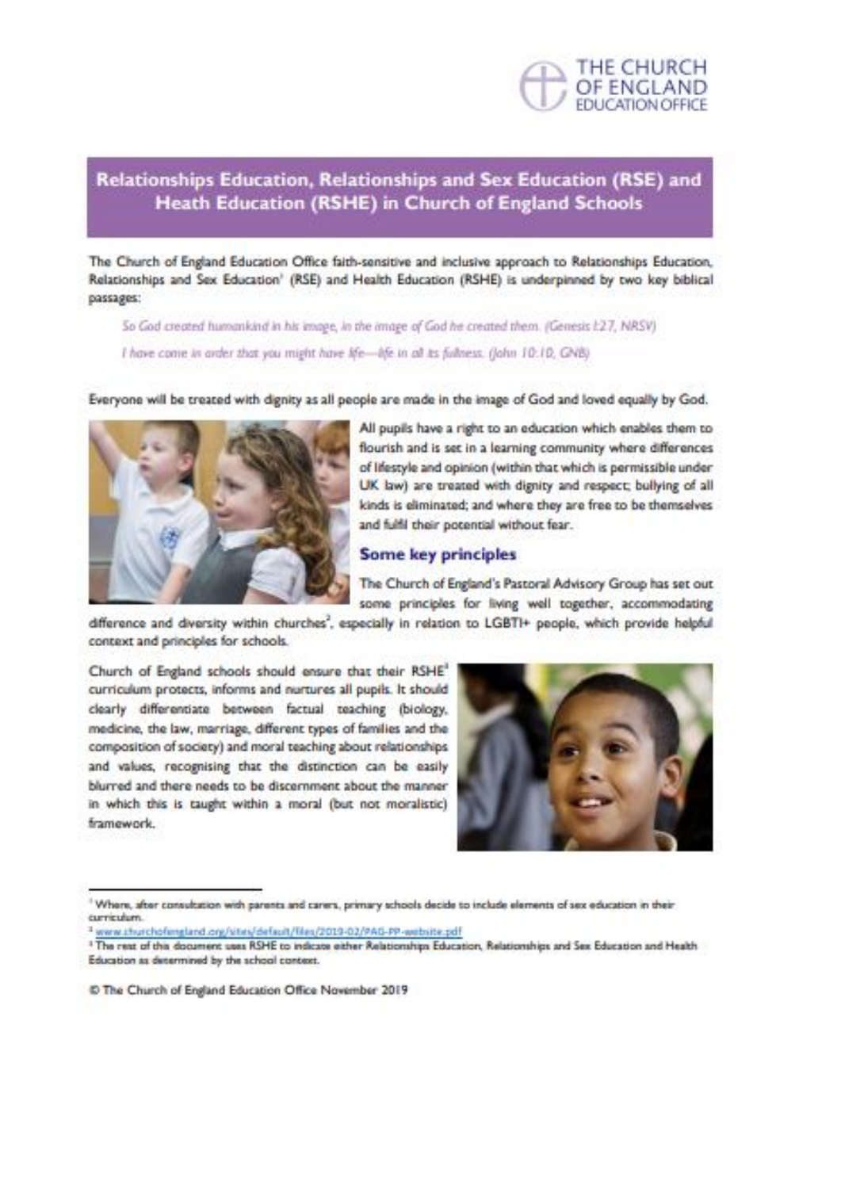THE CHURCH OF ENGLAND EDUCATION OFFICE

## Relationships Education, Relationships and Sex Education (RSE) and Heath Education (RSHE) in Church of England Schools

The Church of England Education Office faith-sensitive and inclusive approach to Relationships Education, Relationships and Sex Education[1] (RSE) and Health Education (RSHE) is underpinned by two key biblical passages:

> *So God created humankind in his image, in the image of God he created them. (Genesis 1:27, NRSV)*
>
> *I have come in order that you might have life—life in all its fullness. (John 10:10, GNB)*

Everyone will be treated with dignity as all people are made in the image of God and loved equally by God.

All pupils have a right to an education which enables them to flourish and is set in a learning community where differences of lifestyle and opinion (within that which is permissible under UK law) are treated with dignity and respect; bullying of all kinds is eliminated; and where they are free to be themselves and fulfil their potential without fear.

### Some key principles

The Church of England's Pastoral Advisory Group has set out some principles for living well together, accommodating difference and diversity within churches[2], especially in relation to LGBTI+ people, which provide helpful context and principles for schools.

Church of England schools should ensure that their RSHE[3] curriculum protects, informs and nurtures all pupils. It should clearly differentiate between factual teaching (biology, medicine, the law, marriage, different types of families and the composition of society) and moral teaching about relationships and values, recognising that the distinction can be easily blurred and there needs to be discernment about the manner in which this is taught within a moral (but not moralistic) framework.

---

[1] Where, after consultation with parents and carers, primary schools decide to include elements of sex education in their curriculum.

[2] www.churchofengland.org/sites/default/files/2019-02/PAG-PP-website.pdf

[3] The rest of this document uses RSHE to indicate either Relationships Education, Relationships and Sex Education and Health Education as determined by the school context.

© The Church of England Education Office November 2019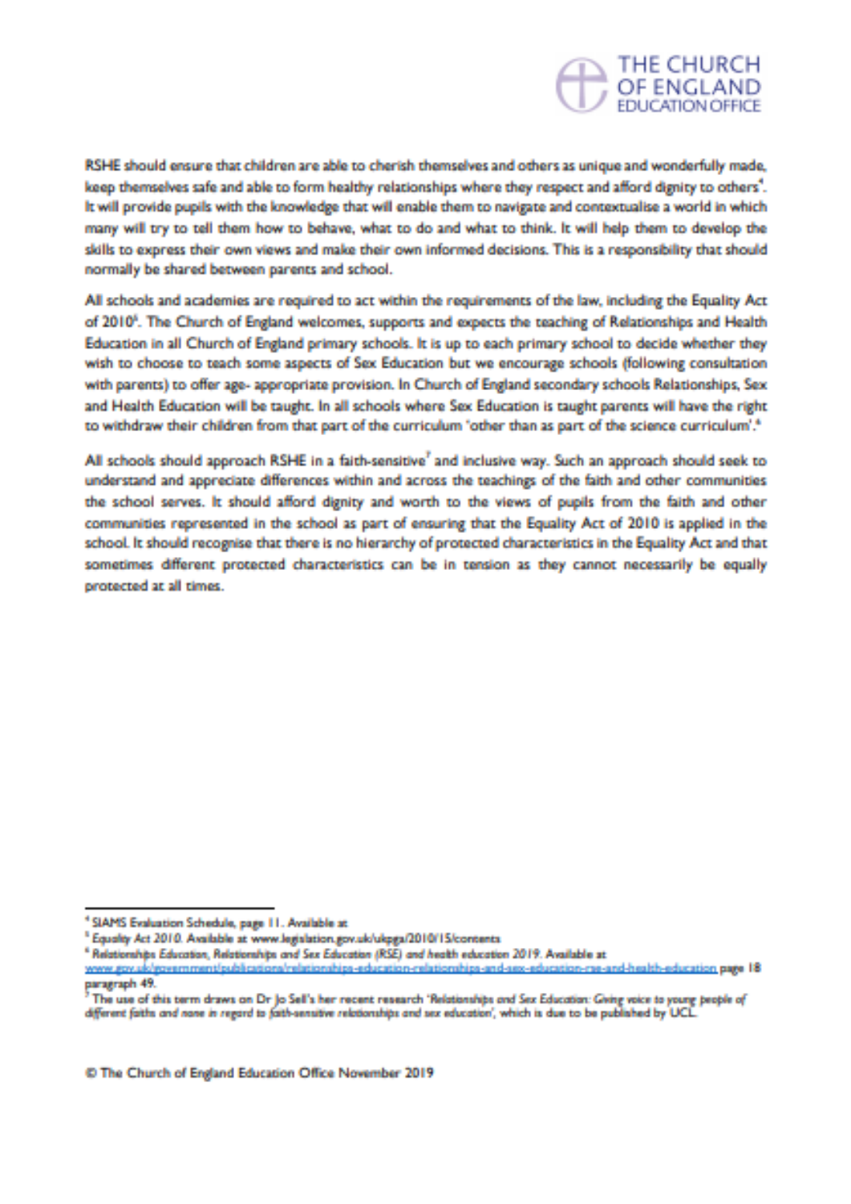RSHE should ensure that children are able to cherish themselves and others as unique and wonderfully made, keep themselves safe and able to form healthy relationships where they respect and afford dignity to others[4]. It will provide pupils with the knowledge that will enable them to navigate and contextualise a world in which many will try to tell them how to behave, what to do and what to think. It will help them to develop the skills to express their own views and make their own informed decisions. This is a responsibility that should normally be shared between parents and school.

All schools and academies are required to act within the requirements of the law, including the Equality Act of 2010[5]. The Church of England welcomes, supports and expects the teaching of Relationships and Health Education in all Church of England primary schools. It is up to each primary school to decide whether they wish to choose to teach some aspects of Sex Education but we encourage schools (following consultation with parents) to offer age- appropriate provision. In Church of England secondary schools Relationships, Sex and Health Education will be taught. In all schools where Sex Education is taught parents will have the right to withdraw their children from that part of the curriculum 'other than as part of the science curriculum'.[6]

All schools should approach RSHE in a faith-sensitive[7] and inclusive way. Such an approach should seek to understand and appreciate differences within and across the teachings of the faith and other communities the school serves. It should afford dignity and worth to the views of pupils from the faith and other communities represented in the school as part of ensuring that the Equality Act of 2010 is applied in the school. It should recognise that there is no hierarchy of protected characteristics in the Equality Act and that sometimes different protected characteristics can be in tension as they cannot necessarily be equally protected at all times.

---

[4] SIAMS Evaluation Schedule, page 11. Available at

[5] *Equality Act 2010*. Available at www.legislation.gov.uk/ukpga/2010/15/contents

[6] *Relationships Education, Relationships and Sex Education (RSE) and health education 2019*. Available at www.gov.uk/government/publications/relationships-education-relationships-and-sex-education-rse-and-health-education page 18 paragraph 49.

[7] The use of this term draws on Dr Jo Sell's her recent research '*Relationships and Sex Education: Giving voice to young people of different faiths and none in regard to faith-sensitive relationships and sex education*', which is due to be published by UCL.

© The Church of England Education Office November 2019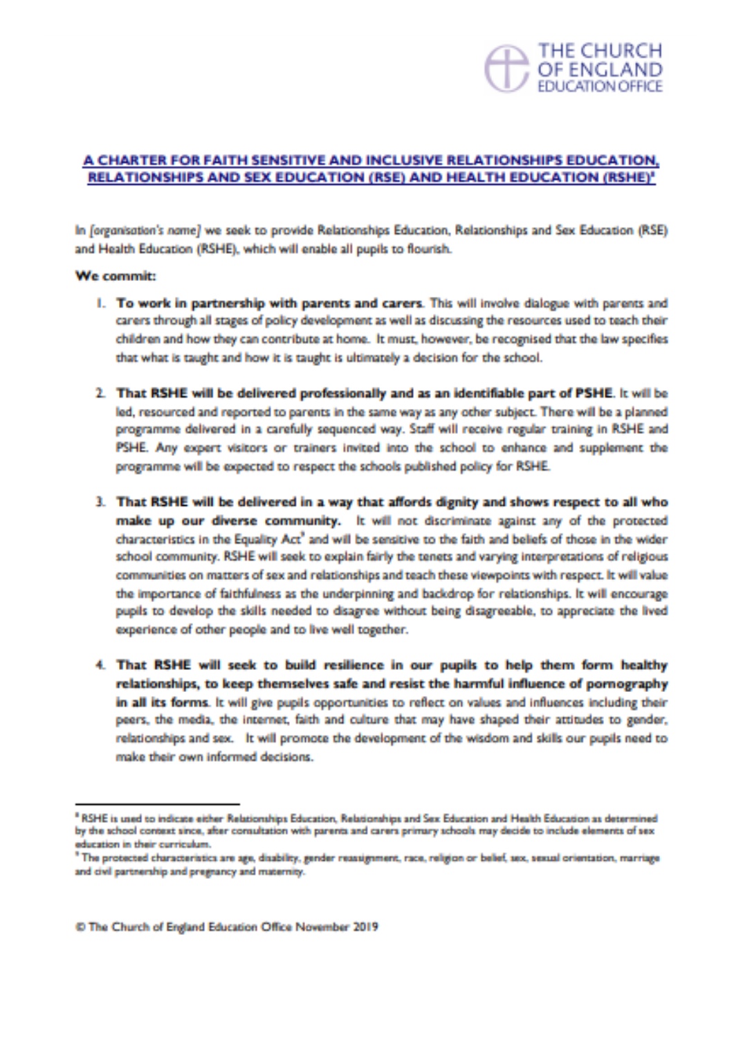THE CHURCH OF ENGLAND EDUCATION OFFICE

## A CHARTER FOR FAITH SENSITIVE AND INCLUSIVE RELATIONSHIPS EDUCATION, RELATIONSHIPS AND SEX EDUCATION (RSE) AND HEALTH EDUCATION (RSHE)[a]

In *[organisation's name]* we seek to provide Relationships Education, Relationships and Sex Education (RSE) and Health Education (RSHE), which will enable all pupils to flourish.

**We commit:**

1. **To work in partnership with parents and carers**. This will involve dialogue with parents and carers through all stages of policy development as well as discussing the resources used to teach their children and how they can contribute at home. It must, however, be recognised that the law specifies that what is taught and how it is taught is ultimately a decision for the school.

2. **That RSHE will be delivered professionally and as an identifiable part of PSHE**. It will be led, resourced and reported to parents in the same way as any other subject. There will be a planned programme delivered in a carefully sequenced way. Staff will receive regular training in RSHE and PSHE. Any expert visitors or trainers invited into the school to enhance and supplement the programme will be expected to respect the schools published policy for RSHE.

3. **That RSHE will be delivered in a way that affords dignity and shows respect to all who make up our diverse community.** It will not discriminate against any of the protected characteristics in the Equality Act[b] and will be sensitive to the faith and beliefs of those in the wider school community. RSHE will seek to explain fairly the tenets and varying interpretations of religious communities on matters of sex and relationships and teach these viewpoints with respect. It will value the importance of faithfulness as the underpinning and backdrop for relationships. It will encourage pupils to develop the skills needed to disagree without being disagreeable, to appreciate the lived experience of other people and to live well together.

4. **That RSHE will seek to build resilience in our pupils to help them form healthy relationships, to keep themselves safe and resist the harmful influence of pornography in all its forms**. It will give pupils opportunities to reflect on values and influences including their peers, the media, the internet, faith and culture that may have shaped their attitudes to gender, relationships and sex. It will promote the development of the wisdom and skills our pupils need to make their own informed decisions.

---

[a] RSHE is used to indicate either Relationships Education, Relationships and Sex Education and Health Education as determined by the school context since, after consultation with parents and carers primary schools may decide to include elements of sex education in their curriculum.

[b] The protected characteristics are age, disability, gender reassignment, race, religion or belief, sex, sexual orientation, marriage and civil partnership and pregnancy and maternity.

© The Church of England Education Office November 2019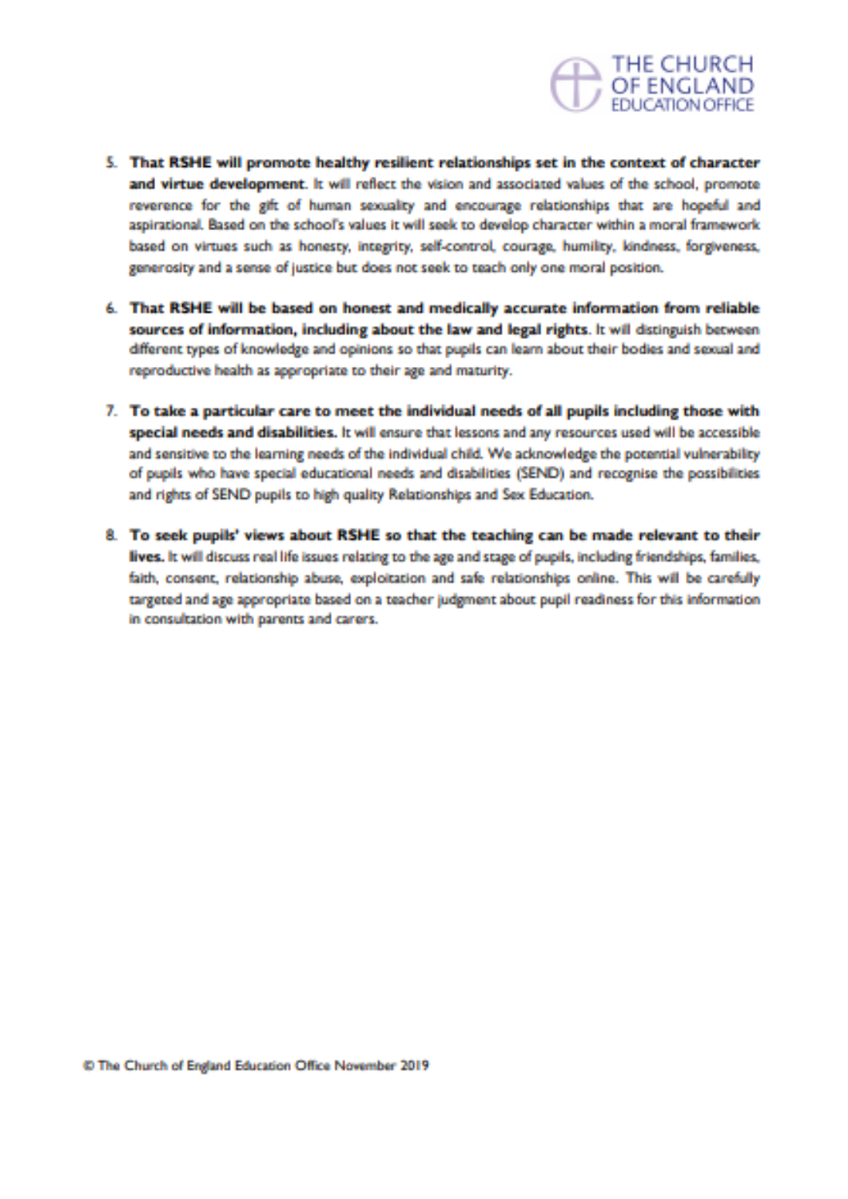5. **That RSHE will promote healthy resilient relationships set in the context of character and virtue development**. It will reflect the vision and associated values of the school, promote reverence for the gift of human sexuality and encourage relationships that are hopeful and aspirational. Based on the school's values it will seek to develop character within a moral framework based on virtues such as honesty, integrity, self-control, courage, humility, kindness, forgiveness, generosity and a sense of justice but does not seek to teach only one moral position.

6. **That RSHE will be based on honest and medically accurate information from reliable sources of information, including about the law and legal rights**. It will distinguish between different types of knowledge and opinions so that pupils can learn about their bodies and sexual and reproductive health as appropriate to their age and maturity.

7. **To take a particular care to meet the individual needs of all pupils including those with special needs and disabilities.** It will ensure that lessons and any resources used will be accessible and sensitive to the learning needs of the individual child. We acknowledge the potential vulnerability of pupils who have special educational needs and disabilities (SEND) and recognise the possibilities and rights of SEND pupils to high quality Relationships and Sex Education.

8. **To seek pupils' views about RSHE so that the teaching can be made relevant to their lives.** It will discuss real life issues relating to the age and stage of pupils, including friendships, families, faith, consent, relationship abuse, exploitation and safe relationships online. This will be carefully targeted and age appropriate based on a teacher judgment about pupil readiness for this information in consultation with parents and carers.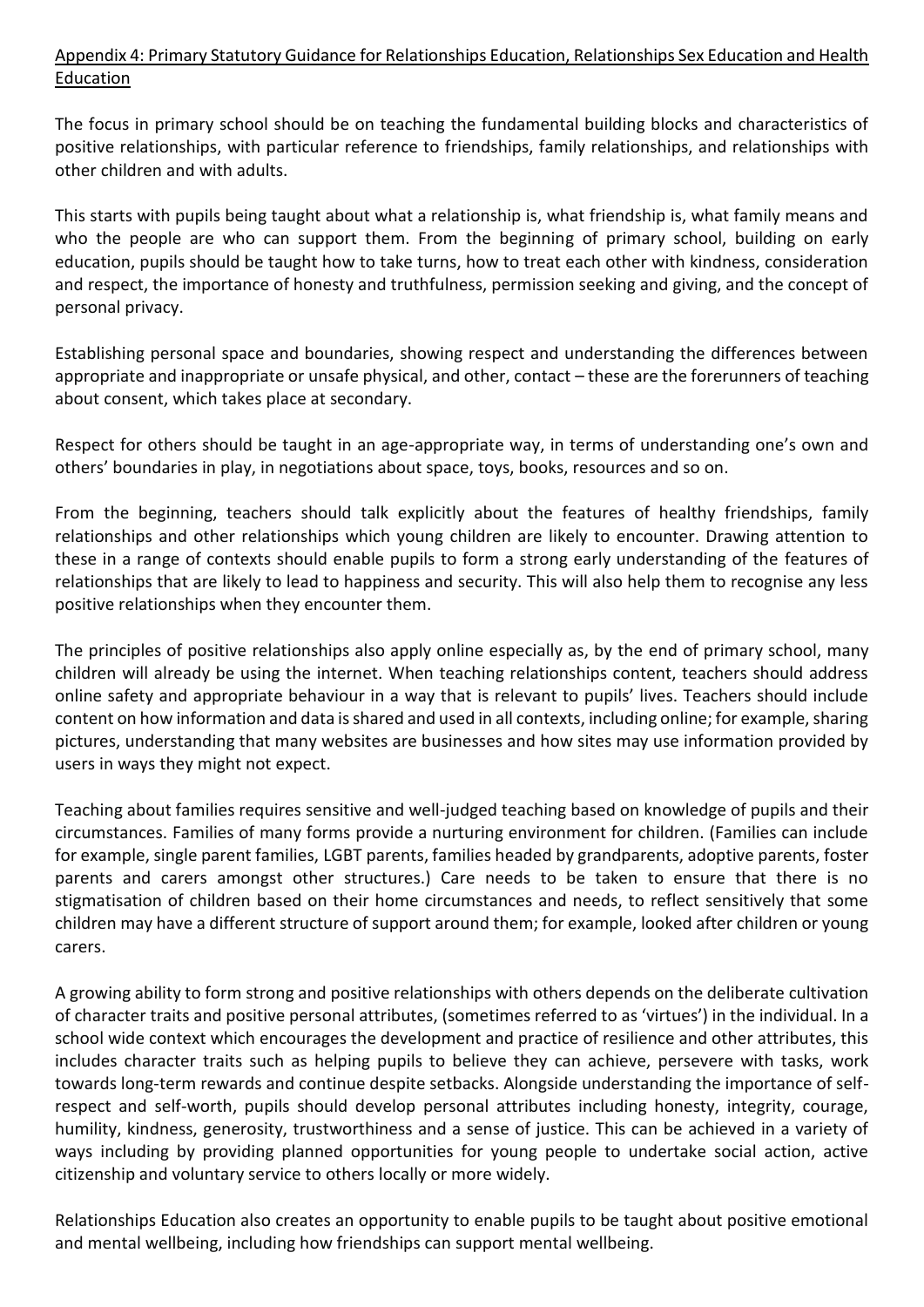## Appendix 4: Primary Statutory Guidance for Relationships Education, Relationships Sex Education and Health Education

The focus in primary school should be on teaching the fundamental building blocks and characteristics of positive relationships, with particular reference to friendships, family relationships, and relationships with other children and with adults.

This starts with pupils being taught about what a relationship is, what friendship is, what family means and who the people are who can support them. From the beginning of primary school, building on early education, pupils should be taught how to take turns, how to treat each other with kindness, consideration and respect, the importance of honesty and truthfulness, permission seeking and giving, and the concept of personal privacy.

Establishing personal space and boundaries, showing respect and understanding the differences between appropriate and inappropriate or unsafe physical, and other, contact – these are the forerunners of teaching about consent, which takes place at secondary.

Respect for others should be taught in an age-appropriate way, in terms of understanding one's own and others' boundaries in play, in negotiations about space, toys, books, resources and so on.

From the beginning, teachers should talk explicitly about the features of healthy friendships, family relationships and other relationships which young children are likely to encounter. Drawing attention to these in a range of contexts should enable pupils to form a strong early understanding of the features of relationships that are likely to lead to happiness and security. This will also help them to recognise any less positive relationships when they encounter them.

The principles of positive relationships also apply online especially as, by the end of primary school, many children will already be using the internet. When teaching relationships content, teachers should address online safety and appropriate behaviour in a way that is relevant to pupils' lives. Teachers should include content on how information and data is shared and used in all contexts, including online; for example, sharing pictures, understanding that many websites are businesses and how sites may use information provided by users in ways they might not expect.

Teaching about families requires sensitive and well-judged teaching based on knowledge of pupils and their circumstances. Families of many forms provide a nurturing environment for children. (Families can include for example, single parent families, LGBT parents, families headed by grandparents, adoptive parents, foster parents and carers amongst other structures.) Care needs to be taken to ensure that there is no stigmatisation of children based on their home circumstances and needs, to reflect sensitively that some children may have a different structure of support around them; for example, looked after children or young carers.

A growing ability to form strong and positive relationships with others depends on the deliberate cultivation of character traits and positive personal attributes, (sometimes referred to as 'virtues') in the individual. In a school wide context which encourages the development and practice of resilience and other attributes, this includes character traits such as helping pupils to believe they can achieve, persevere with tasks, work towards long-term rewards and continue despite setbacks. Alongside understanding the importance of self-respect and self-worth, pupils should develop personal attributes including honesty, integrity, courage, humility, kindness, generosity, trustworthiness and a sense of justice. This can be achieved in a variety of ways including by providing planned opportunities for young people to undertake social action, active citizenship and voluntary service to others locally or more widely.

Relationships Education also creates an opportunity to enable pupils to be taught about positive emotional and mental wellbeing, including how friendships can support mental wellbeing.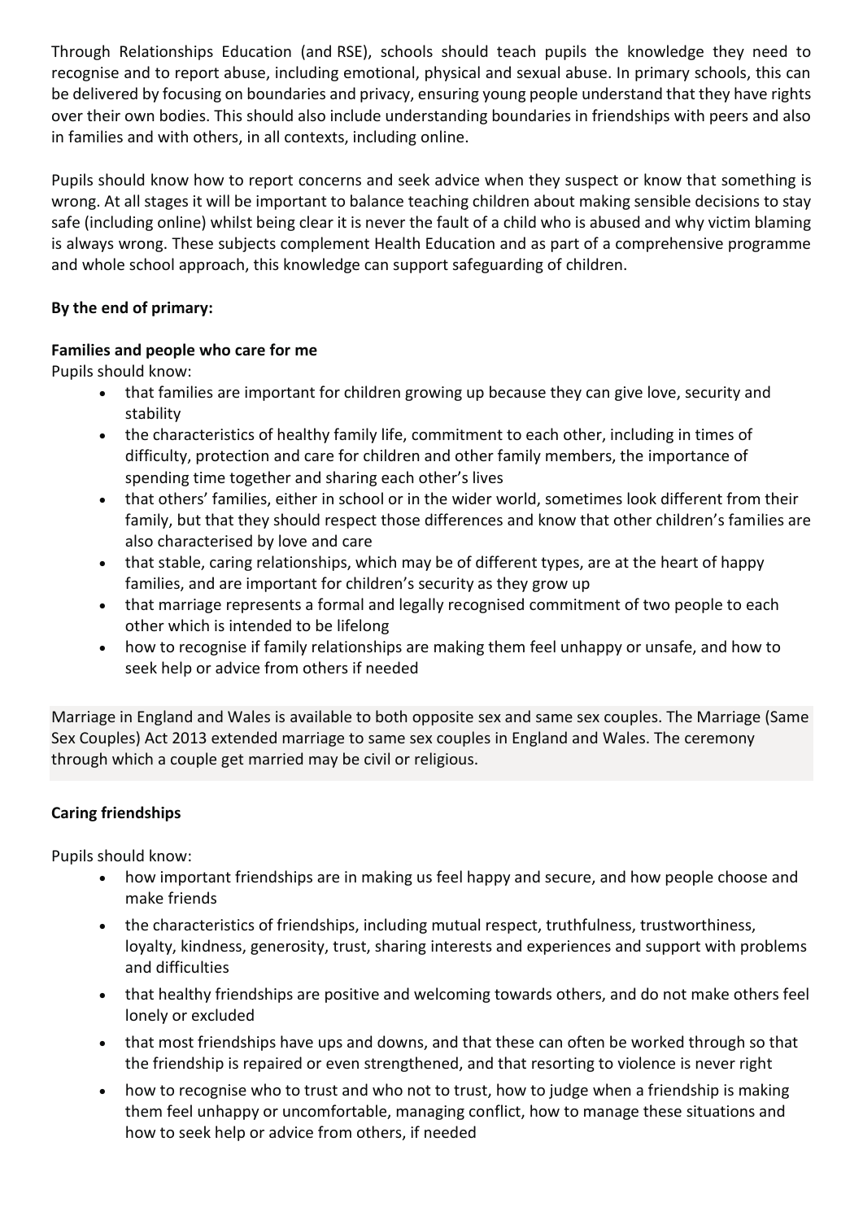Through Relationships Education (and RSE), schools should teach pupils the knowledge they need to recognise and to report abuse, including emotional, physical and sexual abuse. In primary schools, this can be delivered by focusing on boundaries and privacy, ensuring young people understand that they have rights over their own bodies. This should also include understanding boundaries in friendships with peers and also in families and with others, in all contexts, including online.

Pupils should know how to report concerns and seek advice when they suspect or know that something is wrong. At all stages it will be important to balance teaching children about making sensible decisions to stay safe (including online) whilst being clear it is never the fault of a child who is abused and why victim blaming is always wrong. These subjects complement Health Education and as part of a comprehensive programme and whole school approach, this knowledge can support safeguarding of children.

**By the end of primary:**

**Families and people who care for me**

Pupils should know:

- that families are important for children growing up because they can give love, security and stability
- the characteristics of healthy family life, commitment to each other, including in times of difficulty, protection and care for children and other family members, the importance of spending time together and sharing each other's lives
- that others' families, either in school or in the wider world, sometimes look different from their family, but that they should respect those differences and know that other children's families are also characterised by love and care
- that stable, caring relationships, which may be of different types, are at the heart of happy families, and are important for children's security as they grow up
- that marriage represents a formal and legally recognised commitment of two people to each other which is intended to be lifelong
- how to recognise if family relationships are making them feel unhappy or unsafe, and how to seek help or advice from others if needed

Marriage in England and Wales is available to both opposite sex and same sex couples. The Marriage (Same Sex Couples) Act 2013 extended marriage to same sex couples in England and Wales. The ceremony through which a couple get married may be civil or religious.

**Caring friendships**

Pupils should know:

- how important friendships are in making us feel happy and secure, and how people choose and make friends
- the characteristics of friendships, including mutual respect, truthfulness, trustworthiness, loyalty, kindness, generosity, trust, sharing interests and experiences and support with problems and difficulties
- that healthy friendships are positive and welcoming towards others, and do not make others feel lonely or excluded
- that most friendships have ups and downs, and that these can often be worked through so that the friendship is repaired or even strengthened, and that resorting to violence is never right
- how to recognise who to trust and who not to trust, how to judge when a friendship is making them feel unhappy or uncomfortable, managing conflict, how to manage these situations and how to seek help or advice from others, if needed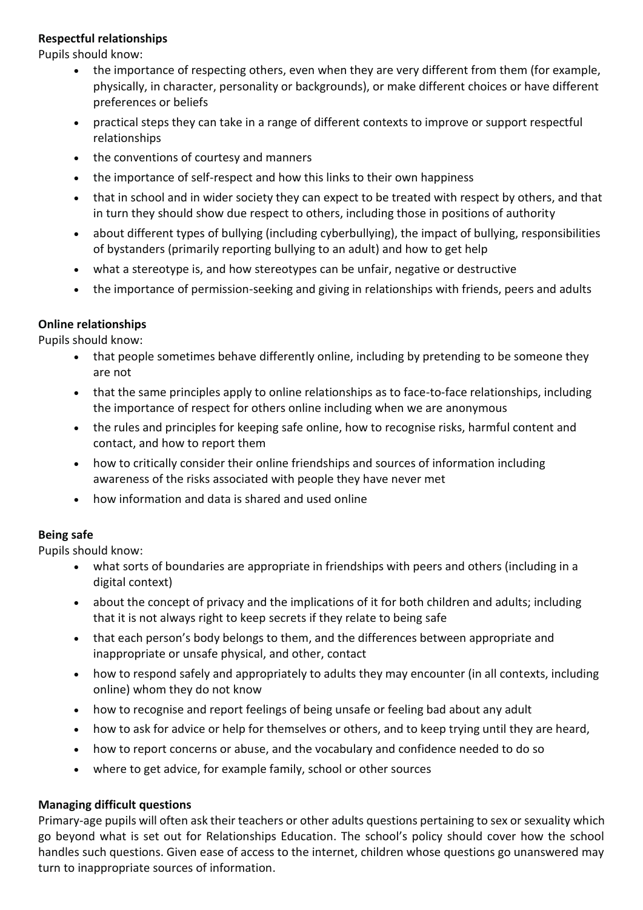**Respectful relationships**

Pupils should know:

- the importance of respecting others, even when they are very different from them (for example, physically, in character, personality or backgrounds), or make different choices or have different preferences or beliefs
- practical steps they can take in a range of different contexts to improve or support respectful relationships
- the conventions of courtesy and manners
- the importance of self-respect and how this links to their own happiness
- that in school and in wider society they can expect to be treated with respect by others, and that in turn they should show due respect to others, including those in positions of authority
- about different types of bullying (including cyberbullying), the impact of bullying, responsibilities of bystanders (primarily reporting bullying to an adult) and how to get help
- what a stereotype is, and how stereotypes can be unfair, negative or destructive
- the importance of permission-seeking and giving in relationships with friends, peers and adults

**Online relationships**

Pupils should know:

- that people sometimes behave differently online, including by pretending to be someone they are not
- that the same principles apply to online relationships as to face-to-face relationships, including the importance of respect for others online including when we are anonymous
- the rules and principles for keeping safe online, how to recognise risks, harmful content and contact, and how to report them
- how to critically consider their online friendships and sources of information including awareness of the risks associated with people they have never met
- how information and data is shared and used online

**Being safe**

Pupils should know:

- what sorts of boundaries are appropriate in friendships with peers and others (including in a digital context)
- about the concept of privacy and the implications of it for both children and adults; including that it is not always right to keep secrets if they relate to being safe
- that each person's body belongs to them, and the differences between appropriate and inappropriate or unsafe physical, and other, contact
- how to respond safely and appropriately to adults they may encounter (in all contexts, including online) whom they do not know
- how to recognise and report feelings of being unsafe or feeling bad about any adult
- how to ask for advice or help for themselves or others, and to keep trying until they are heard,
- how to report concerns or abuse, and the vocabulary and confidence needed to do so
- where to get advice, for example family, school or other sources

**Managing difficult questions**

Primary-age pupils will often ask their teachers or other adults questions pertaining to sex or sexuality which go beyond what is set out for Relationships Education. The school's policy should cover how the school handles such questions. Given ease of access to the internet, children whose questions go unanswered may turn to inappropriate sources of information.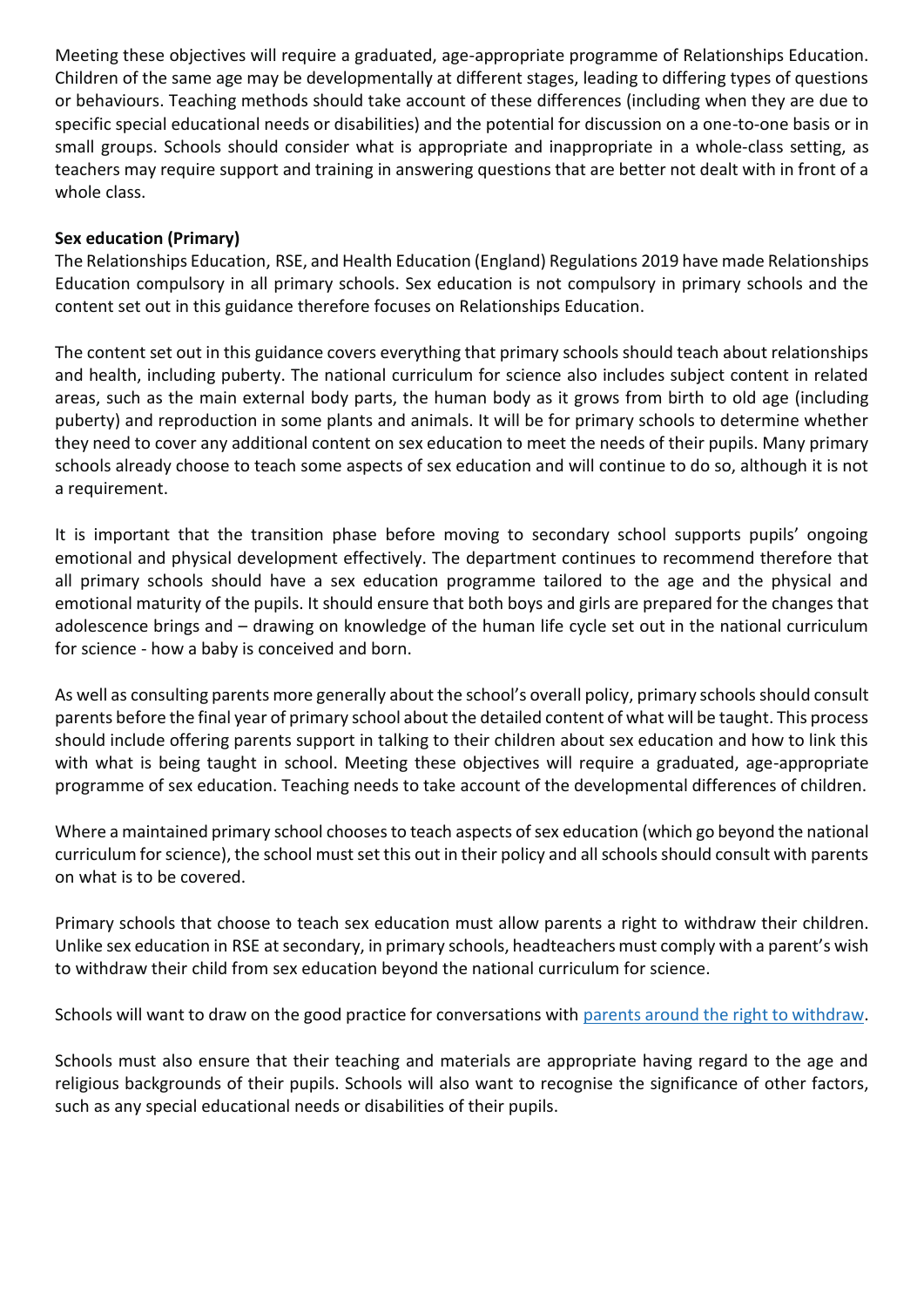Meeting these objectives will require a graduated, age-appropriate programme of Relationships Education. Children of the same age may be developmentally at different stages, leading to differing types of questions or behaviours. Teaching methods should take account of these differences (including when they are due to specific special educational needs or disabilities) and the potential for discussion on a one-to-one basis or in small groups. Schools should consider what is appropriate and inappropriate in a whole-class setting, as teachers may require support and training in answering questions that are better not dealt with in front of a whole class.

**Sex education (Primary)**

The Relationships Education, RSE, and Health Education (England) Regulations 2019 have made Relationships Education compulsory in all primary schools. Sex education is not compulsory in primary schools and the content set out in this guidance therefore focuses on Relationships Education.

The content set out in this guidance covers everything that primary schools should teach about relationships and health, including puberty. The national curriculum for science also includes subject content in related areas, such as the main external body parts, the human body as it grows from birth to old age (including puberty) and reproduction in some plants and animals. It will be for primary schools to determine whether they need to cover any additional content on sex education to meet the needs of their pupils. Many primary schools already choose to teach some aspects of sex education and will continue to do so, although it is not a requirement.

It is important that the transition phase before moving to secondary school supports pupils' ongoing emotional and physical development effectively. The department continues to recommend therefore that all primary schools should have a sex education programme tailored to the age and the physical and emotional maturity of the pupils. It should ensure that both boys and girls are prepared for the changes that adolescence brings and – drawing on knowledge of the human life cycle set out in the national curriculum for science - how a baby is conceived and born.

As well as consulting parents more generally about the school's overall policy, primary schools should consult parents before the final year of primary school about the detailed content of what will be taught. This process should include offering parents support in talking to their children about sex education and how to link this with what is being taught in school. Meeting these objectives will require a graduated, age-appropriate programme of sex education. Teaching needs to take account of the developmental differences of children.

Where a maintained primary school chooses to teach aspects of sex education (which go beyond the national curriculum for science), the school must set this out in their policy and all schools should consult with parents on what is to be covered.

Primary schools that choose to teach sex education must allow parents a right to withdraw their children. Unlike sex education in RSE at secondary, in primary schools, headteachers must comply with a parent's wish to withdraw their child from sex education beyond the national curriculum for science.

Schools will want to draw on the good practice for conversations with parents around the right to withdraw.

Schools must also ensure that their teaching and materials are appropriate having regard to the age and religious backgrounds of their pupils. Schools will also want to recognise the significance of other factors, such as any special educational needs or disabilities of their pupils.